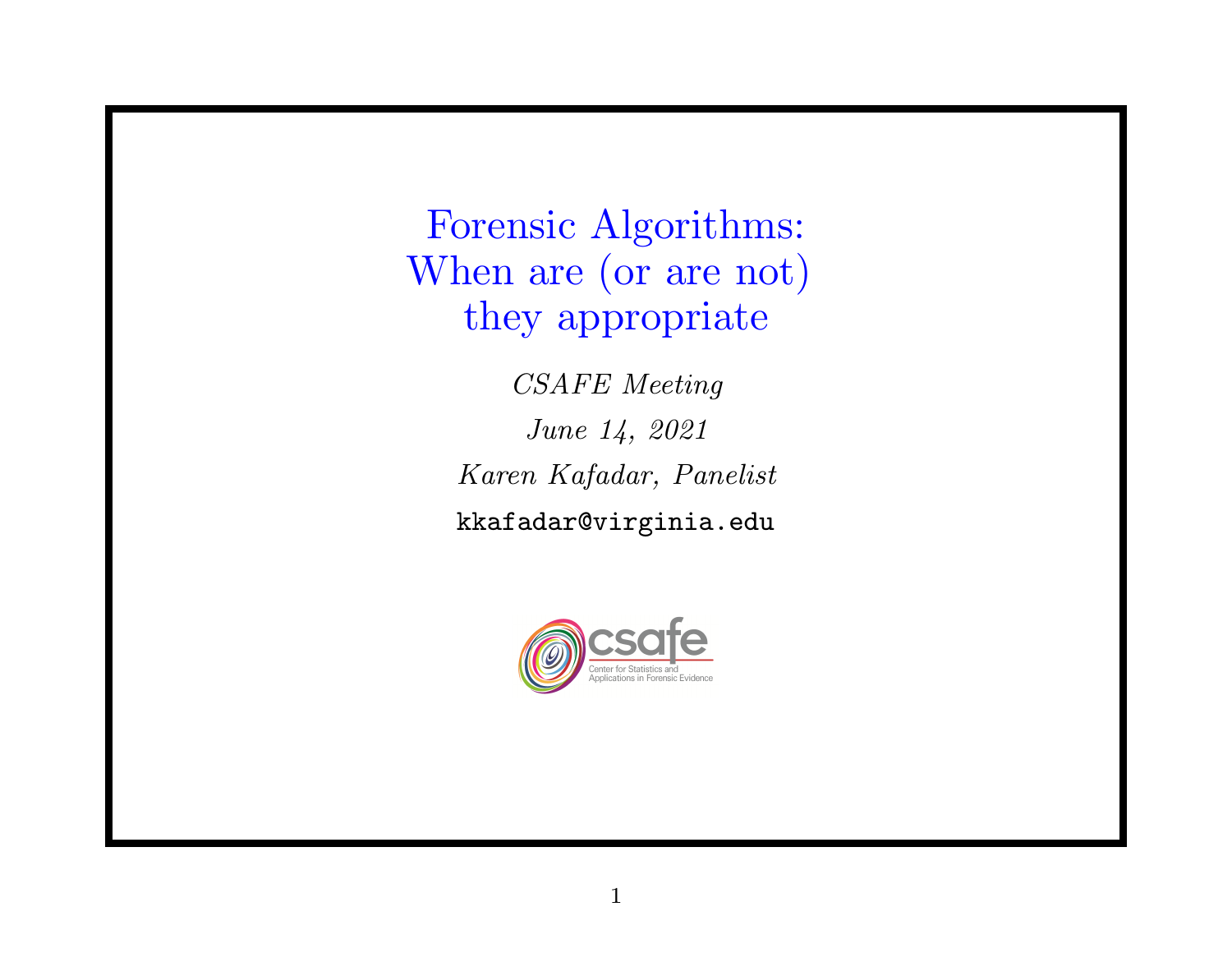# Forensic Algorithms: When are (or are not) they appropriate

*CSAFE Meeting*

*June 14, 2021*

*Karen Kafadar, Panelist*

kkafadar@virginia.edu

csafe

Center for Statistics and Applications in Forensic Evidence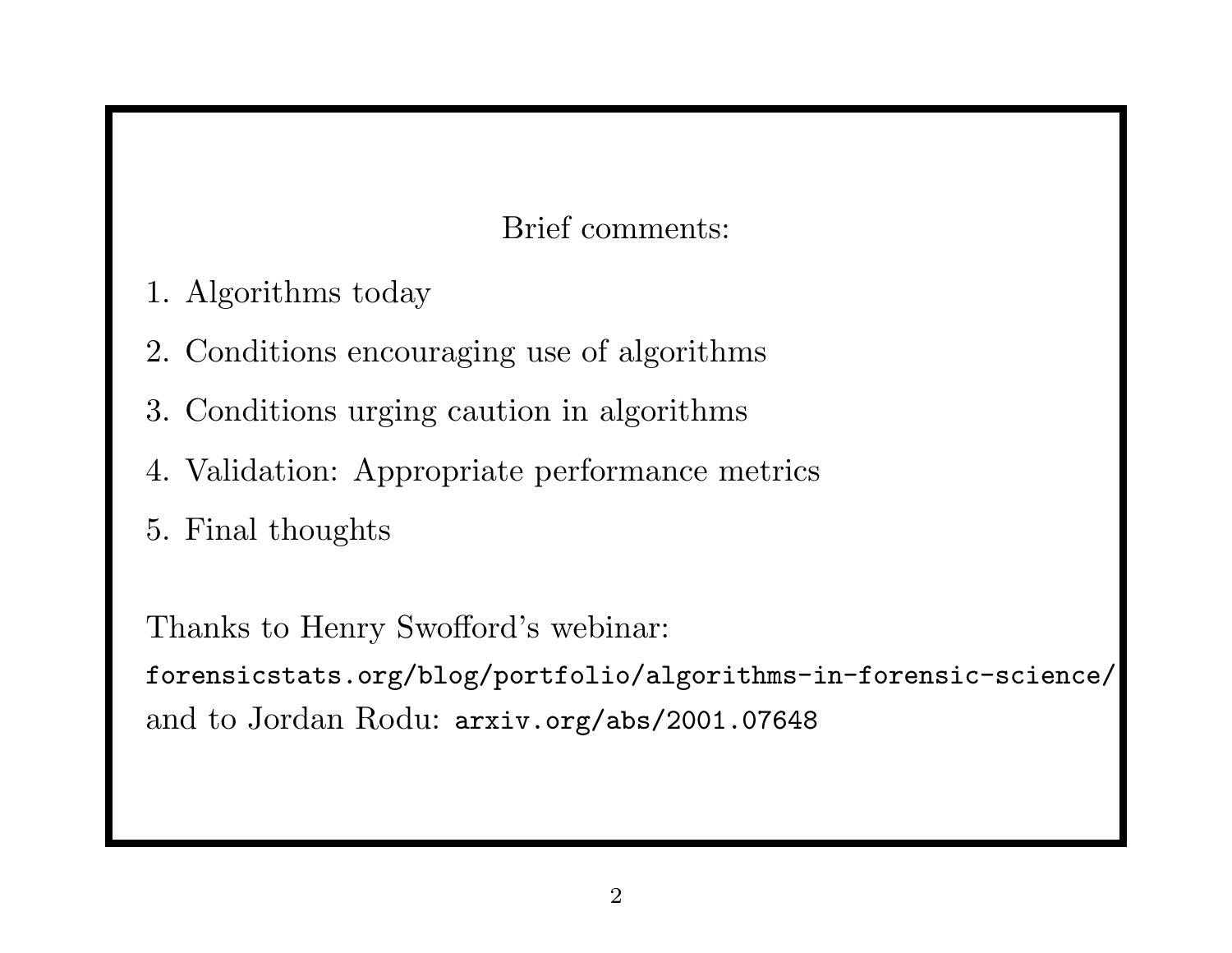## Brief comments:

1. Algorithms today
2. Conditions encouraging use of algorithms
3. Conditions urging caution in algorithms
4. Validation: Appropriate performance metrics
5. Final thoughts

Thanks to Henry Swofford's webinar:
`forensicstats.org/blog/portfolio/algorithms-in-forensic-science/`
and to Jordan Rodu: `arxiv.org/abs/2001.07648`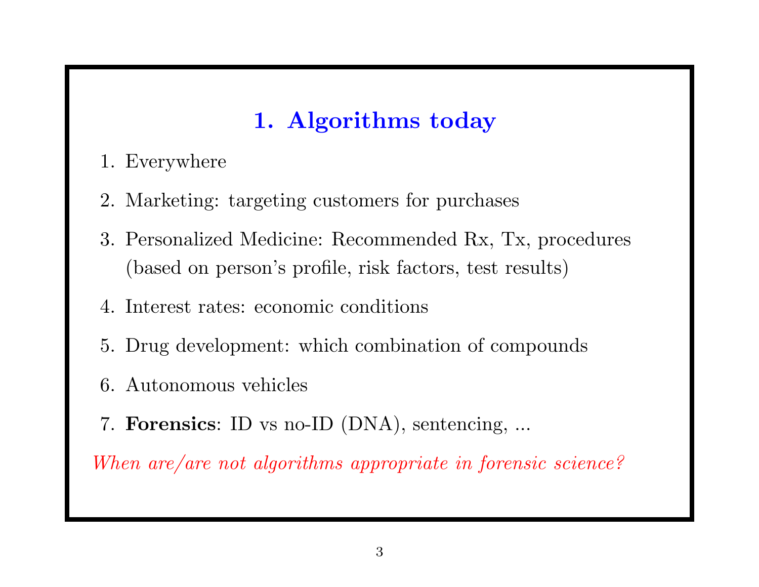# 1. Algorithms today

1. Everywhere
2. Marketing: targeting customers for purchases
3. Personalized Medicine: Recommended Rx, Tx, procedures (based on person's profile, risk factors, test results)
4. Interest rates: economic conditions
5. Drug development: which combination of compounds
6. Autonomous vehicles
7. **Forensics**: ID vs no-ID (DNA), sentencing, ...

*When are/are not algorithms appropriate in forensic science?*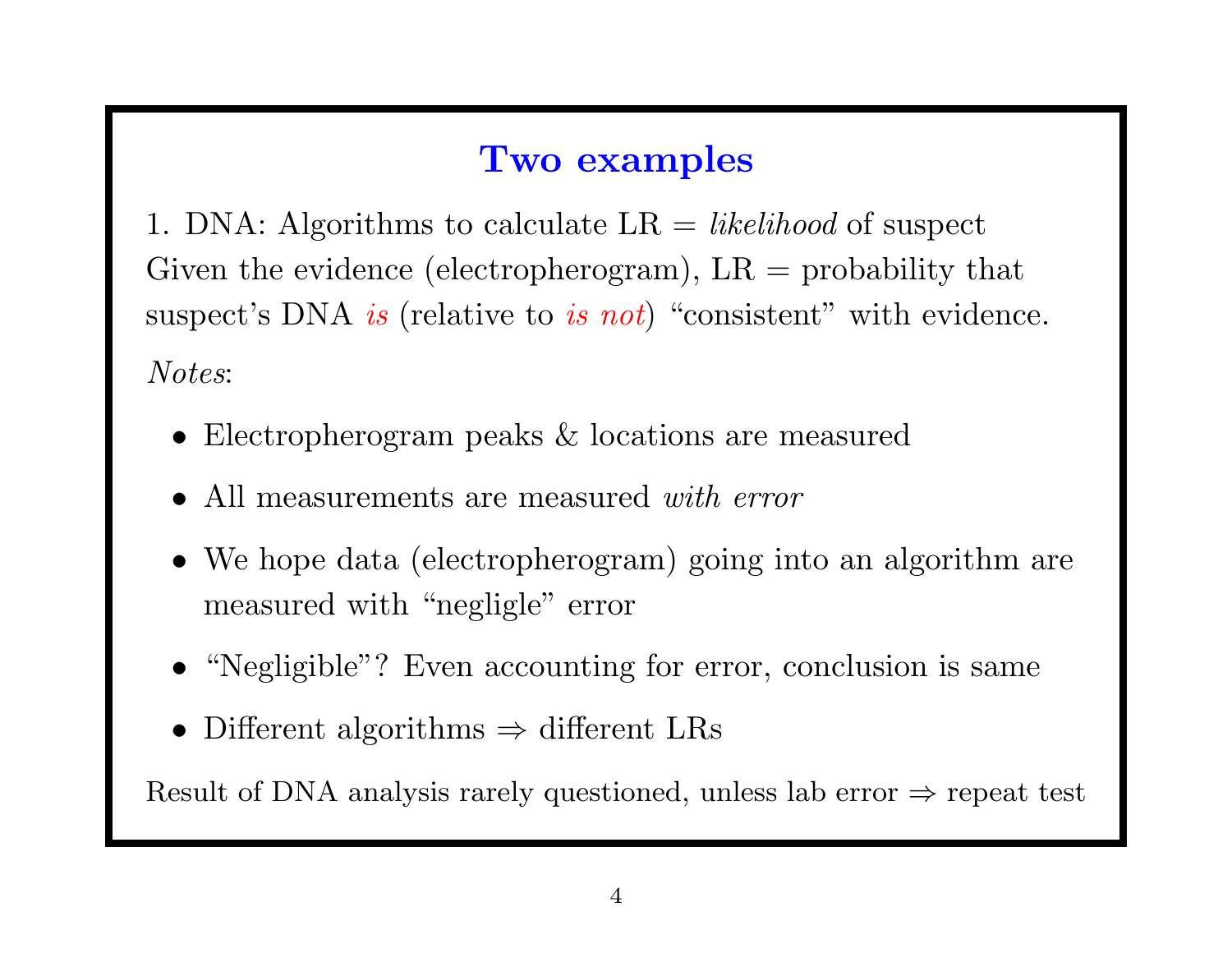## Two examples

1. DNA: Algorithms to calculate LR = *likelihood* of suspect
Given the evidence (electropherogram), LR = probability that suspect's DNA *is* (relative to *is not*) "consistent" with evidence.

*Notes*:

- Electropherogram peaks & locations are measured
- All measurements are measured *with error*
- We hope data (electropherogram) going into an algorithm are measured with "negligle" error
- "Negligible"? Even accounting for error, conclusion is same
- Different algorithms $\Rightarrow$ different LRs

Result of DNA analysis rarely questioned, unless lab error $\Rightarrow$ repeat test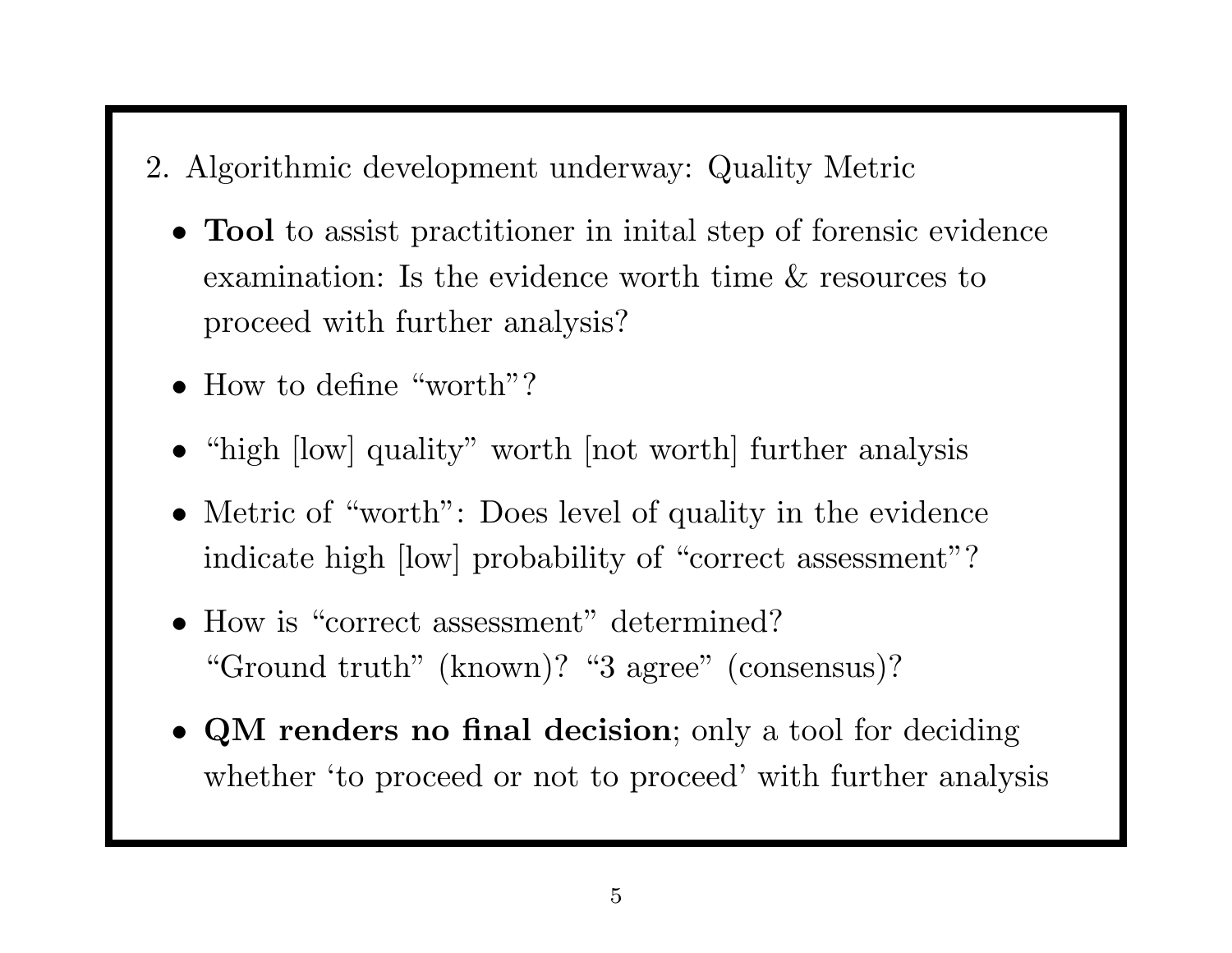2. Algorithmic development underway: Quality Metric

- **Tool** to assist practitioner in inital step of forensic evidence examination: Is the evidence worth time & resources to proceed with further analysis?
- How to define "worth"?
- "high [low] quality" worth [not worth] further analysis
- Metric of "worth": Does level of quality in the evidence indicate high [low] probability of "correct assessment"?
- How is "correct assessment" determined? "Ground truth" (known)? "3 agree" (consensus)?
- **QM renders no final decision**; only a tool for deciding whether 'to proceed or not to proceed' with further analysis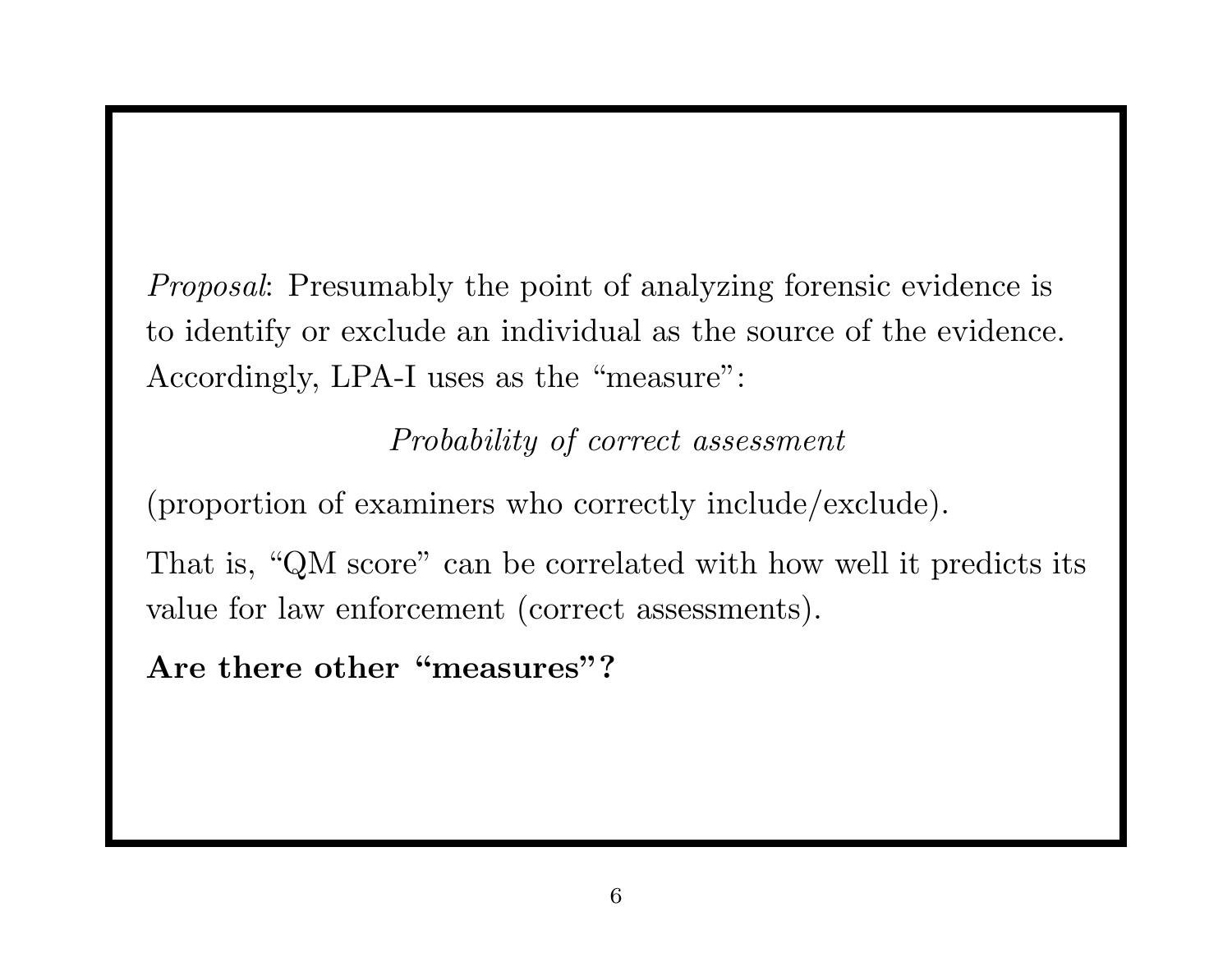*Proposal*: Presumably the point of analyzing forensic evidence is to identify or exclude an individual as the source of the evidence. Accordingly, LPA-I uses as the "measure":

*Probability of correct assessment*

(proportion of examiners who correctly include/exclude).

That is, "QM score" can be correlated with how well it predicts its value for law enforcement (correct assessments).

**Are there other "measures"?**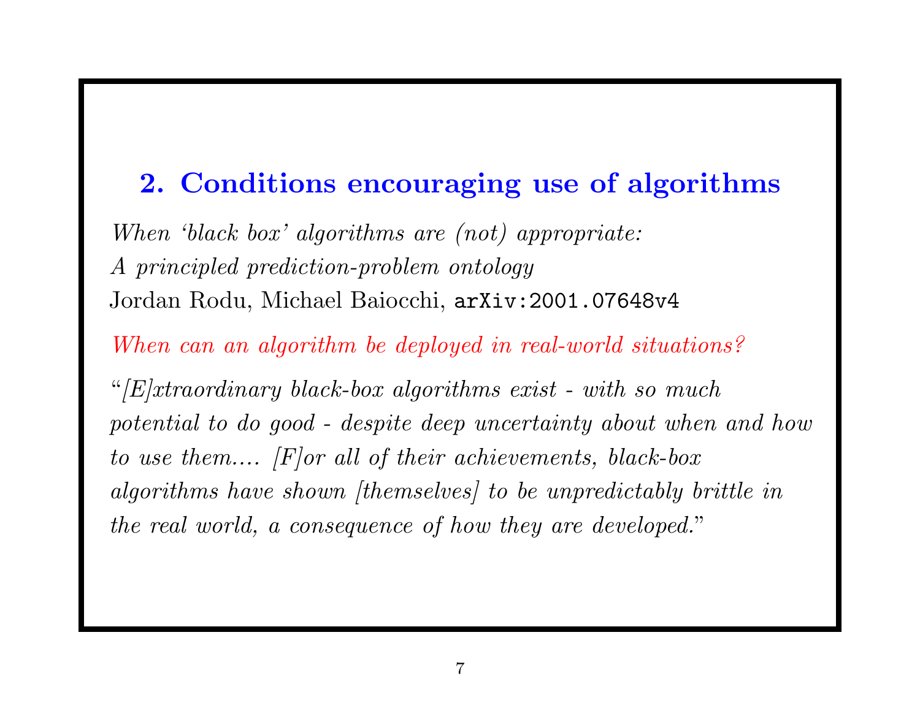## 2. Conditions encouraging use of algorithms

*When 'black box' algorithms are (not) appropriate:*
*A principled prediction-problem ontology*
Jordan Rodu, Michael Baiocchi, `arXiv:2001.07648v4`

*When can an algorithm be deployed in real-world situations?*

"*[E]xtraordinary black-box algorithms exist - with so much potential to do good - despite deep uncertainty about when and how to use them.... [F]or all of their achievements, black-box algorithms have shown [themselves] to be unpredictably brittle in the real world, a consequence of how they are developed.*"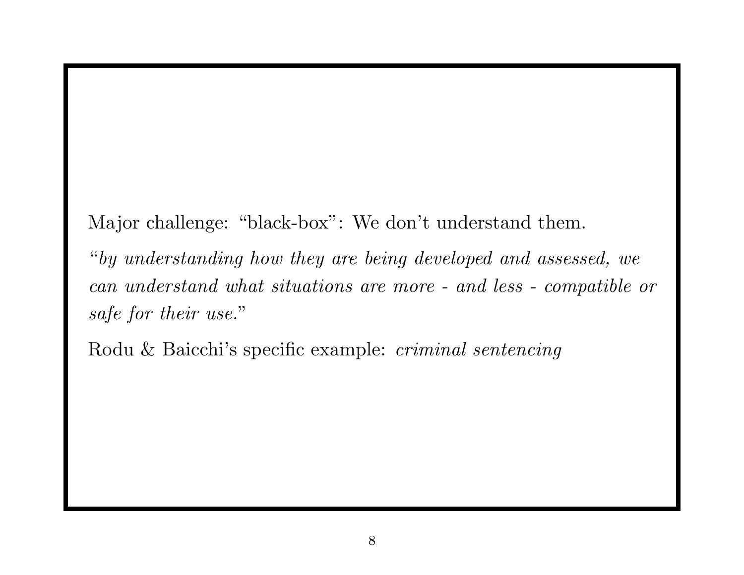Major challenge: “black-box”: We don’t understand them.

“*by understanding how they are being developed and assessed, we can understand what situations are more - and less - compatible or safe for their use.*”

Rodu & Baicchi’s specific example: *criminal sentencing*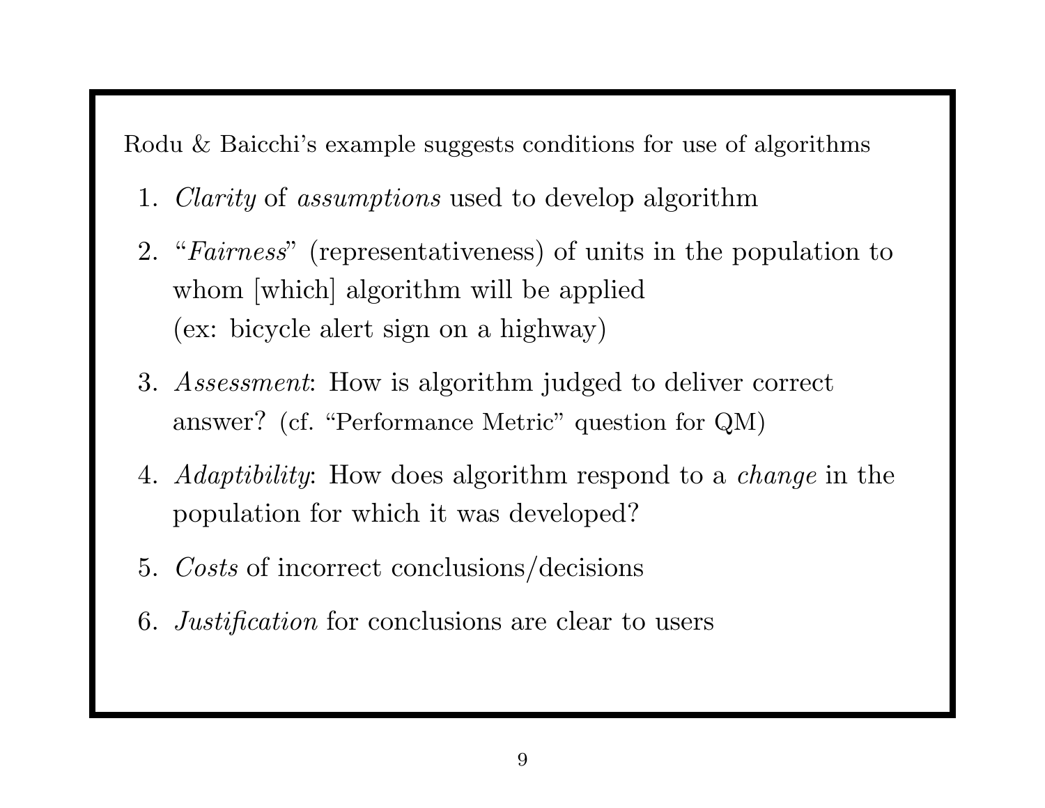Rodu & Baicchi's example suggests conditions for use of algorithms

1. *Clarity* of *assumptions* used to develop algorithm
2. "*Fairness*" (representativeness) of units in the population to whom [which] algorithm will be applied
   (ex: bicycle alert sign on a highway)
3. *Assessment*: How is algorithm judged to deliver correct answer? (cf. "Performance Metric" question for QM)
4. *Adaptibility*: How does algorithm respond to a *change* in the population for which it was developed?
5. *Costs* of incorrect conclusions/decisions
6. *Justification* for conclusions are clear to users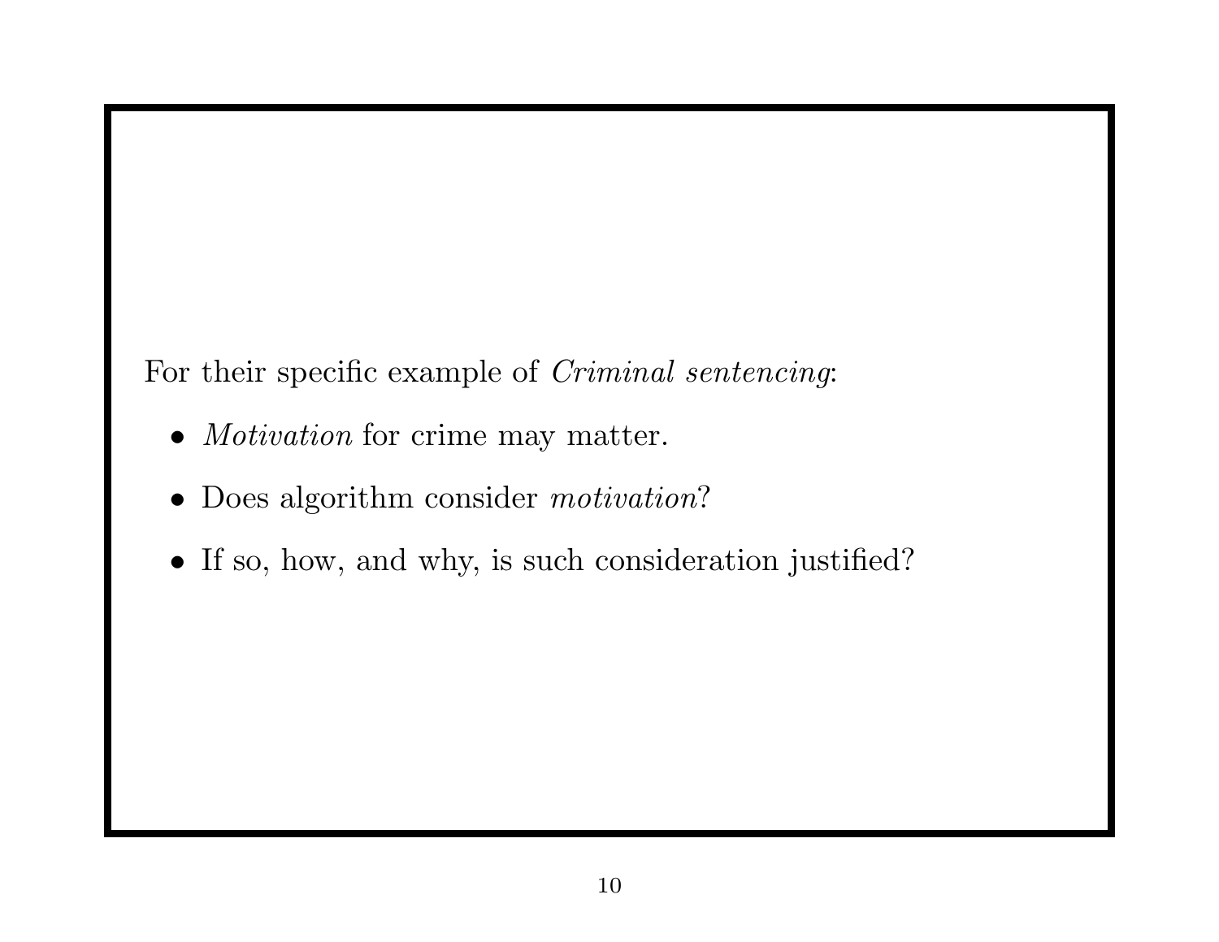For their specific example of *Criminal sentencing*:

- *Motivation* for crime may matter.
- Does algorithm consider *motivation*?
- If so, how, and why, is such consideration justified?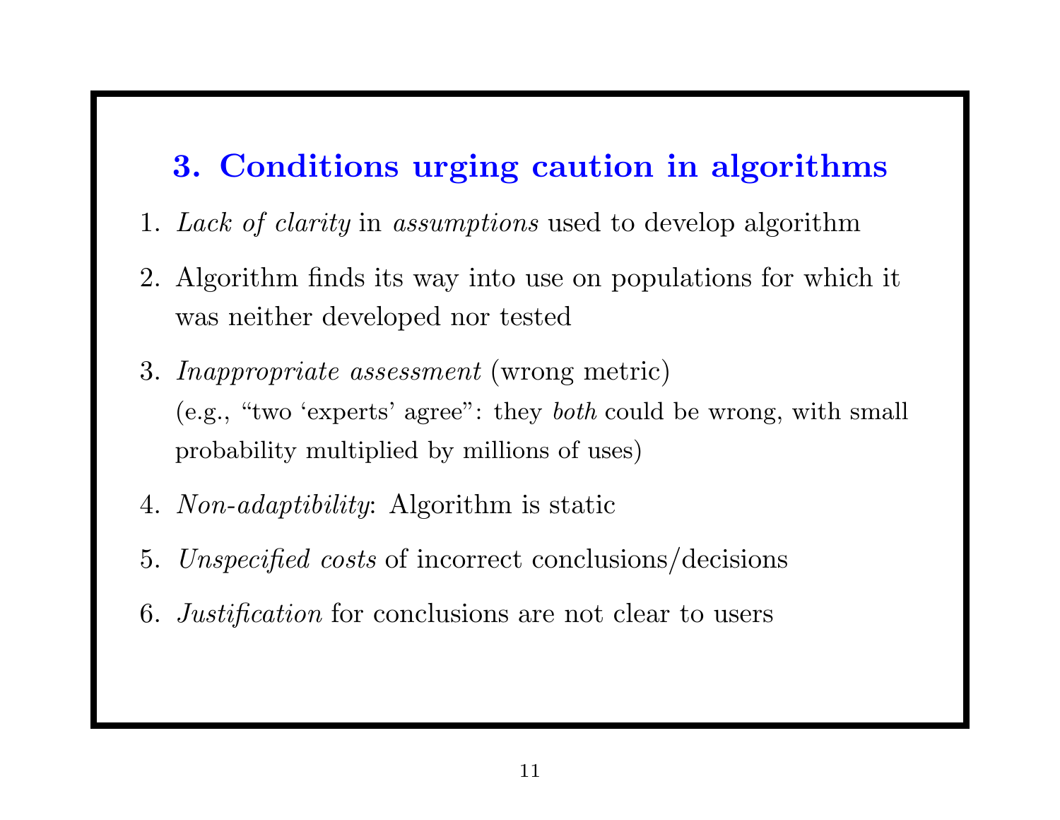## 3. Conditions urging caution in algorithms

1. *Lack of clarity* in *assumptions* used to develop algorithm
2. Algorithm finds its way into use on populations for which it was neither developed nor tested
3. *Inappropriate assessment* (wrong metric)
   (e.g., "two 'experts' agree": they *both* could be wrong, with small probability multiplied by millions of uses)
4. *Non-adaptibility*: Algorithm is static
5. *Unspecified costs* of incorrect conclusions/decisions
6. *Justification* for conclusions are not clear to users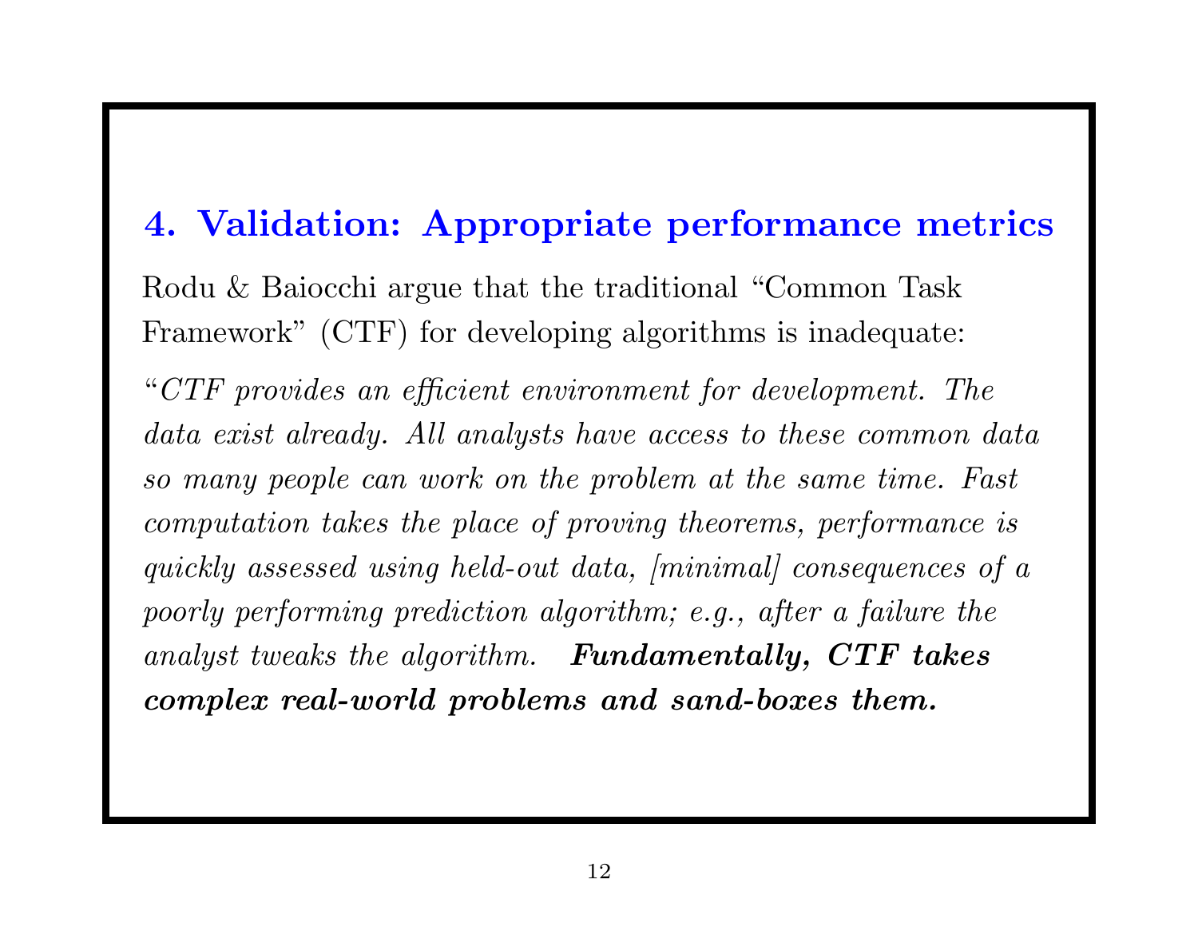## 4. Validation: Appropriate performance metrics

Rodu & Baiocchi argue that the traditional "Common Task Framework" (CTF) for developing algorithms is inadequate:

"*CTF provides an efficient environment for development. The data exist already. All analysts have access to these common data so many people can work on the problem at the same time. Fast computation takes the place of proving theorems, performance is quickly assessed using held-out data, [minimal] consequences of a poorly performing prediction algorithm; e.g., after a failure the analyst tweaks the algorithm.* ***Fundamentally, CTF takes complex real-world problems and sand-boxes them.***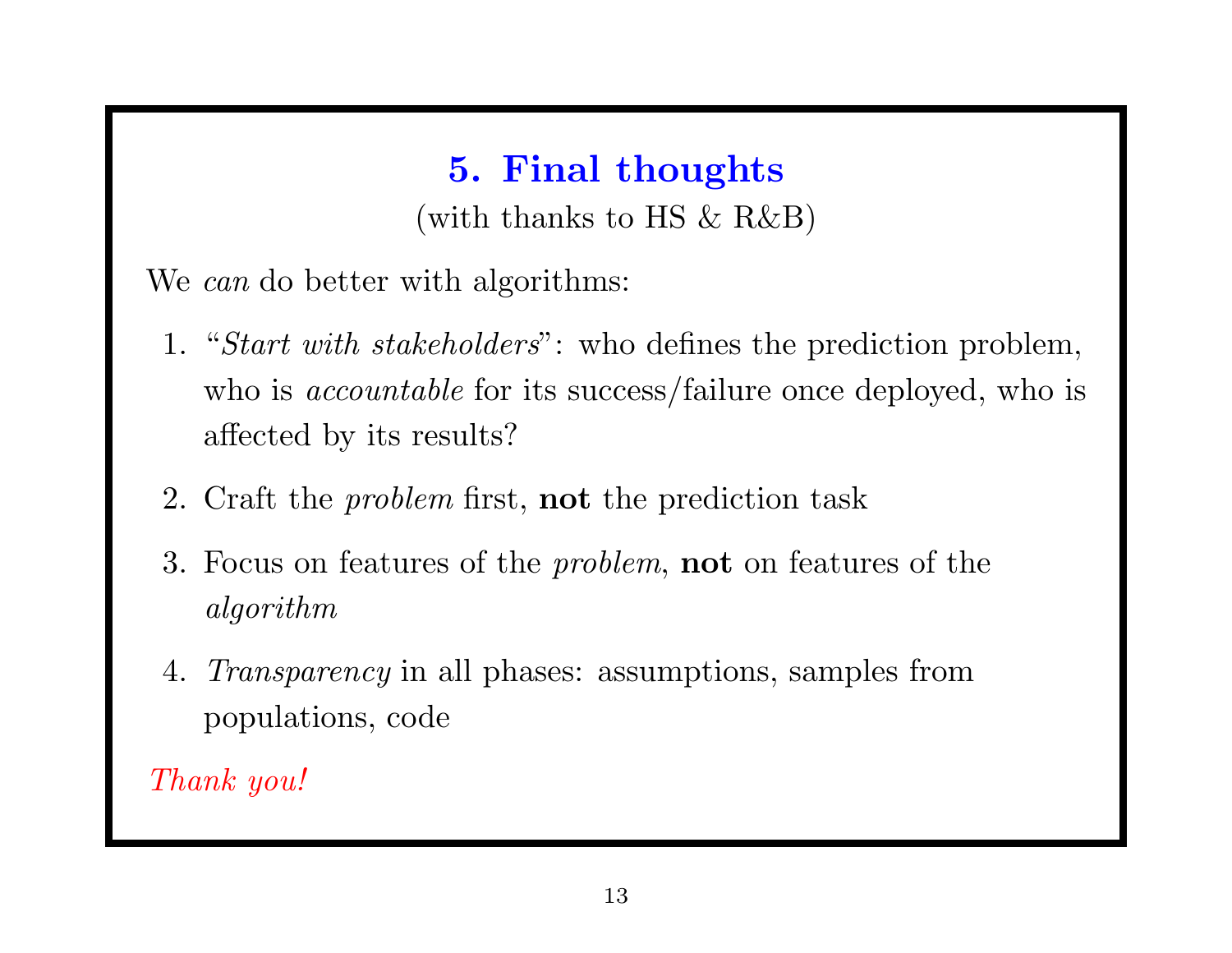## 5. Final thoughts

(with thanks to HS & R&B)

We *can* do better with algorithms:

1. "*Start with stakeholders*": who defines the prediction problem, who is *accountable* for its success/failure once deployed, who is affected by its results?
2. Craft the *problem* first, **not** the prediction task
3. Focus on features of the *problem*, **not** on features of the *algorithm*
4. *Transparency* in all phases: assumptions, samples from populations, code

*Thank you!*